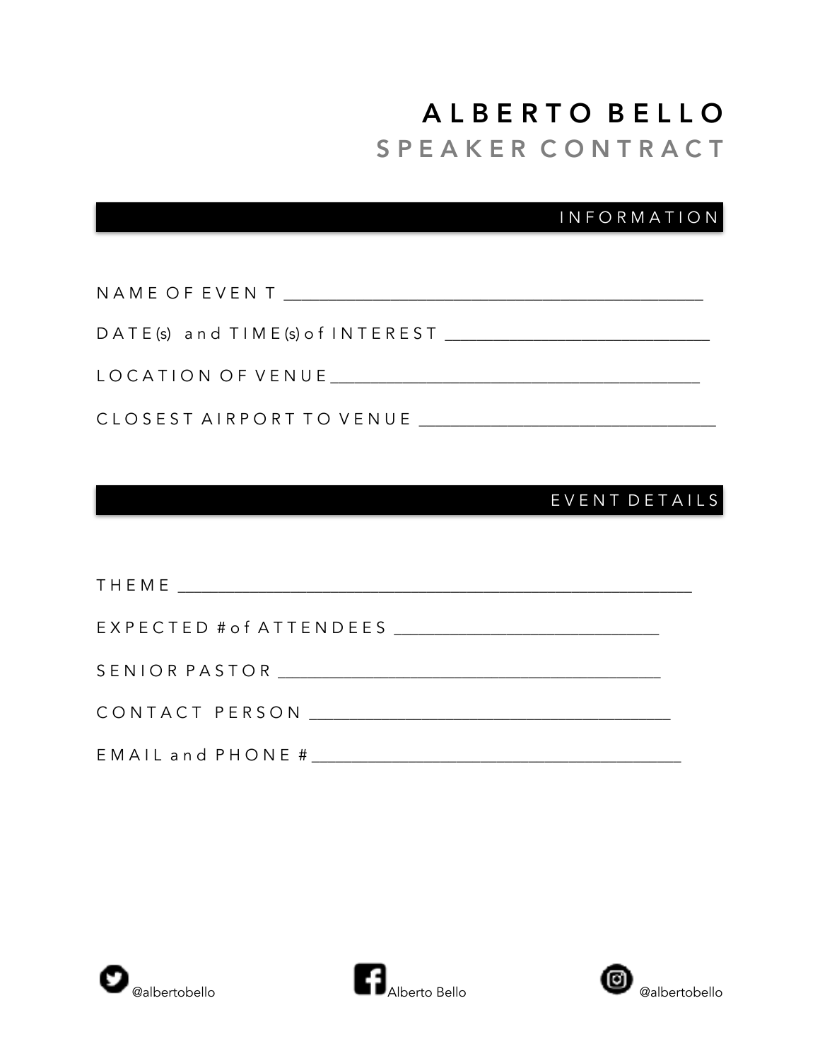# ALBERTO BELLO

## SPEAKER CONTRACT

### INFORMATION

NAME OF EVENT ___________________________________________

DATE(s) and TIME(s) of INTEREST ____________________________

LOCATION OF VENUE _______________________________________

CLOSEST AIRPORT TO VENUE ________________________________

### EVENT DETAILS

THEME _____________________________________________________

EXPECTED # of ATTENDEES ____________________________

SENIOR PASTOR _________________________________________

CONTACT PERSON ______________________________________

EMAIL and PHONE # ______________________________________

@albertobello    Alberto Bello    @albertobello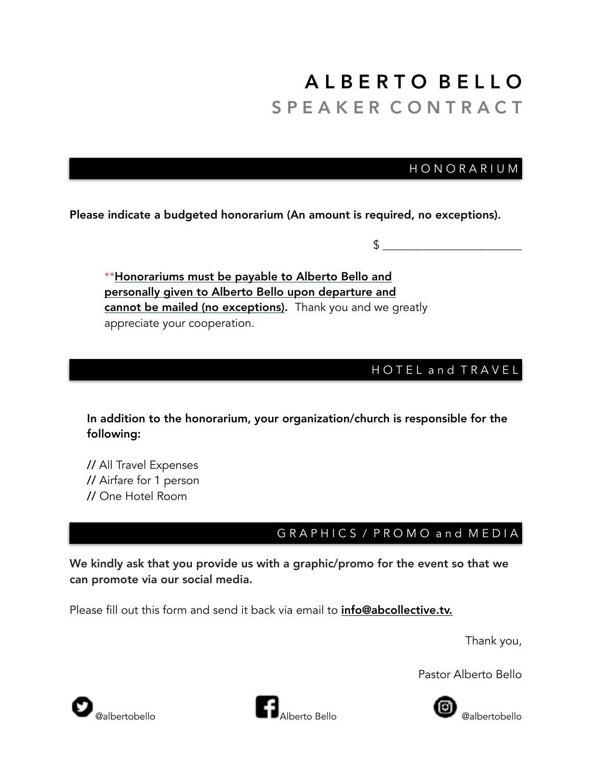# ALBERTO BELLO

## SPEAKER CONTRACT

## HONORARIUM

**Please indicate a budgeted honorarium (An amount is required, no exceptions).**

$ ______________________

****Honorariums must be payable to Alberto Bello and personally given to Alberto Bello upon departure and cannot be mailed (no exceptions).** Thank you and we greatly appreciate your cooperation.

## HOTEL and TRAVEL

**In addition to the honorarium, your organization/church is responsible for the following:**

// All Travel Expenses
// Airfare for 1 person
// One Hotel Room

## GRAPHICS / PROMO and MEDIA

**We kindly ask that you provide us with a graphic/promo for the event so that we can promote via our social media.**

Please fill out this form and send it back via email to **info@abcollective.tv.**

Thank you,

Pastor Alberto Bello

@albertobello    Alberto Bello    @albertobello